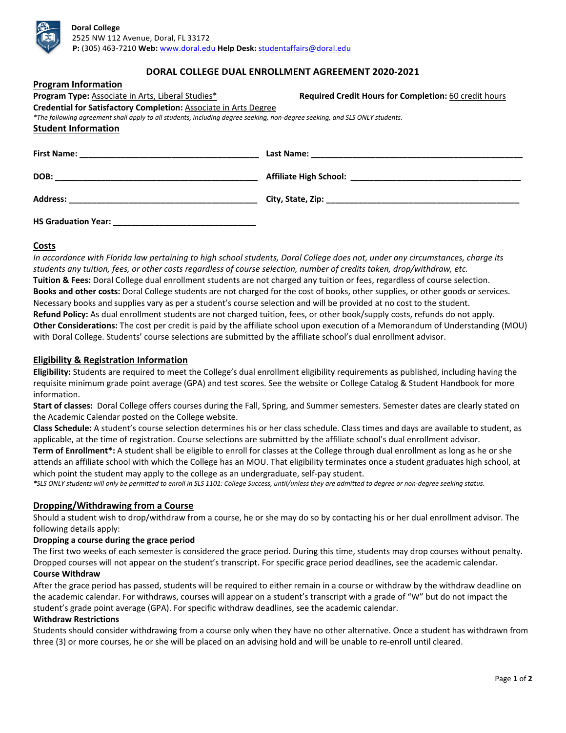**Doral College**
2525 NW 112 Avenue, Doral, FL 33172
**P:** (305) 463-7210 **Web:** www.doral.edu **Help Desk:** studentaffairs@doral.edu

# DORAL COLLEGE DUAL ENROLLMENT AGREEMENT 2020-2021

## Program Information

**Program Type:** Associate in Arts, Liberal Studies* **Required Credit Hours for Completion:** 60 credit hours
**Credential for Satisfactory Completion:** Associate in Arts Degree

*\*The following agreement shall apply to all students, including degree seeking, non-degree seeking, and SLS ONLY students.*

## Student Information

**First Name:** ______________________________ **Last Name:** ______________________________

**DOB:** ______________________________ **Affiliate High School:** ______________________________

**Address:** ______________________________ **City, State, Zip:** ______________________________

**HS Graduation Year:** ______________________________

## Costs

*In accordance with Florida law pertaining to high school students, Doral College does not, under any circumstances, charge its students any tuition, fees, or other costs regardless of course selection, number of credits taken, drop/withdraw, etc.*

**Tuition & Fees:** Doral College dual enrollment students are not charged any tuition or fees, regardless of course selection.
**Books and other costs:** Doral College students are not charged for the cost of books, other supplies, or other goods or services. Necessary books and supplies vary as per a student's course selection and will be provided at no cost to the student.
**Refund Policy:** As dual enrollment students are not charged tuition, fees, or other book/supply costs, refunds do not apply.
**Other Considerations:** The cost per credit is paid by the affiliate school upon execution of a Memorandum of Understanding (MOU) with Doral College. Students' course selections are submitted by the affiliate school's dual enrollment advisor.

## Eligibility & Registration Information

**Eligibility:** Students are required to meet the College's dual enrollment eligibility requirements as published, including having the requisite minimum grade point average (GPA) and test scores. See the website or College Catalog & Student Handbook for more information.
**Start of classes:** Doral College offers courses during the Fall, Spring, and Summer semesters. Semester dates are clearly stated on the Academic Calendar posted on the College website.
**Class Schedule:** A student's course selection determines his or her class schedule. Class times and days are available to student, as applicable, at the time of registration. Course selections are submitted by the affiliate school's dual enrollment advisor.
**Term of Enrollment\*:** A student shall be eligible to enroll for classes at the College through dual enrollment as long as he or she attends an affiliate school with which the College has an MOU. That eligibility terminates once a student graduates high school, at which point the student may apply to the college as an undergraduate, self-pay student.

***\****SLS ONLY students will only be permitted to enroll in SLS 1101: College Success, until/unless they are admitted to degree or non-degree seeking status.*

## Dropping/Withdrawing from a Course

Should a student wish to drop/withdraw from a course, he or she may do so by contacting his or her dual enrollment advisor. The following details apply:

### Dropping a course during the grace period

The first two weeks of each semester is considered the grace period. During this time, students may drop courses without penalty. Dropped courses will not appear on the student's transcript. For specific grace period deadlines, see the academic calendar.

### Course Withdraw

After the grace period has passed, students will be required to either remain in a course or withdraw by the withdraw deadline on the academic calendar. For withdraws, courses will appear on a student's transcript with a grade of "W" but do not impact the student's grade point average (GPA). For specific withdraw deadlines, see the academic calendar.

### Withdraw Restrictions

Students should consider withdrawing from a course only when they have no other alternative. Once a student has withdrawn from three (3) or more courses, he or she will be placed on an advising hold and will be unable to re-enroll until cleared.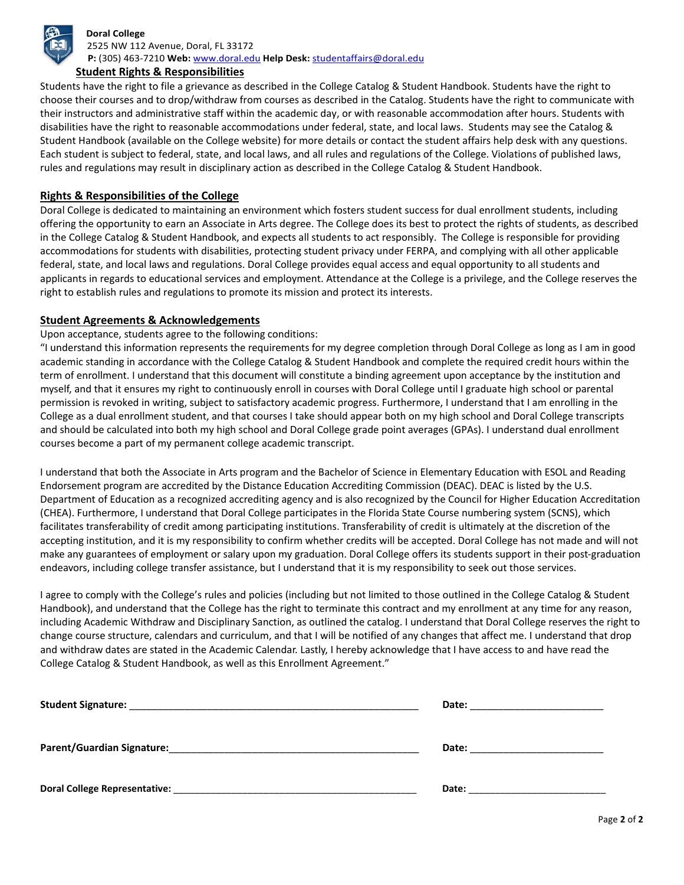**Doral College**
2525 NW 112 Avenue, Doral, FL 33172
**P:** (305) 463-7210 **Web:** www.doral.edu **Help Desk:** studentaffairs@doral.edu

## Student Rights & Responsibilities

Students have the right to file a grievance as described in the College Catalog & Student Handbook. Students have the right to choose their courses and to drop/withdraw from courses as described in the Catalog. Students have the right to communicate with their instructors and administrative staff within the academic day, or with reasonable accommodation after hours. Students with disabilities have the right to reasonable accommodations under federal, state, and local laws. Students may see the Catalog & Student Handbook (available on the College website) for more details or contact the student affairs help desk with any questions. Each student is subject to federal, state, and local laws, and all rules and regulations of the College. Violations of published laws, rules and regulations may result in disciplinary action as described in the College Catalog & Student Handbook.

## Rights & Responsibilities of the College

Doral College is dedicated to maintaining an environment which fosters student success for dual enrollment students, including offering the opportunity to earn an Associate in Arts degree. The College does its best to protect the rights of students, as described in the College Catalog & Student Handbook, and expects all students to act responsibly. The College is responsible for providing accommodations for students with disabilities, protecting student privacy under FERPA, and complying with all other applicable federal, state, and local laws and regulations. Doral College provides equal access and equal opportunity to all students and applicants in regards to educational services and employment. Attendance at the College is a privilege, and the College reserves the right to establish rules and regulations to promote its mission and protect its interests.

## Student Agreements & Acknowledgements

Upon acceptance, students agree to the following conditions:

"I understand this information represents the requirements for my degree completion through Doral College as long as I am in good academic standing in accordance with the College Catalog & Student Handbook and complete the required credit hours within the term of enrollment. I understand that this document will constitute a binding agreement upon acceptance by the institution and myself, and that it ensures my right to continuously enroll in courses with Doral College until I graduate high school or parental permission is revoked in writing, subject to satisfactory academic progress. Furthermore, I understand that I am enrolling in the College as a dual enrollment student, and that courses I take should appear both on my high school and Doral College transcripts and should be calculated into both my high school and Doral College grade point averages (GPAs). I understand dual enrollment courses become a part of my permanent college academic transcript.

I understand that both the Associate in Arts program and the Bachelor of Science in Elementary Education with ESOL and Reading Endorsement program are accredited by the Distance Education Accrediting Commission (DEAC). DEAC is listed by the U.S. Department of Education as a recognized accrediting agency and is also recognized by the Council for Higher Education Accreditation (CHEA). Furthermore, I understand that Doral College participates in the Florida State Course numbering system (SCNS), which facilitates transferability of credit among participating institutions. Transferability of credit is ultimately at the discretion of the accepting institution, and it is my responsibility to confirm whether credits will be accepted. Doral College has not made and will not make any guarantees of employment or salary upon my graduation. Doral College offers its students support in their post-graduation endeavors, including college transfer assistance, but I understand that it is my responsibility to seek out those services.

I agree to comply with the College's rules and policies (including but not limited to those outlined in the College Catalog & Student Handbook), and understand that the College has the right to terminate this contract and my enrollment at any time for any reason, including Academic Withdraw and Disciplinary Sanction, as outlined the catalog. I understand that Doral College reserves the right to change course structure, calendars and curriculum, and that I will be notified of any changes that affect me. I understand that drop and withdraw dates are stated in the Academic Calendar. Lastly, I hereby acknowledge that I have access to and have read the College Catalog & Student Handbook, as well as this Enrollment Agreement."

**Student Signature:** ______________________________ **Date:** ____________________

**Parent/Guardian Signature:** ______________________________ **Date:** ____________________

**Doral College Representative:** ______________________________ **Date:** ____________________